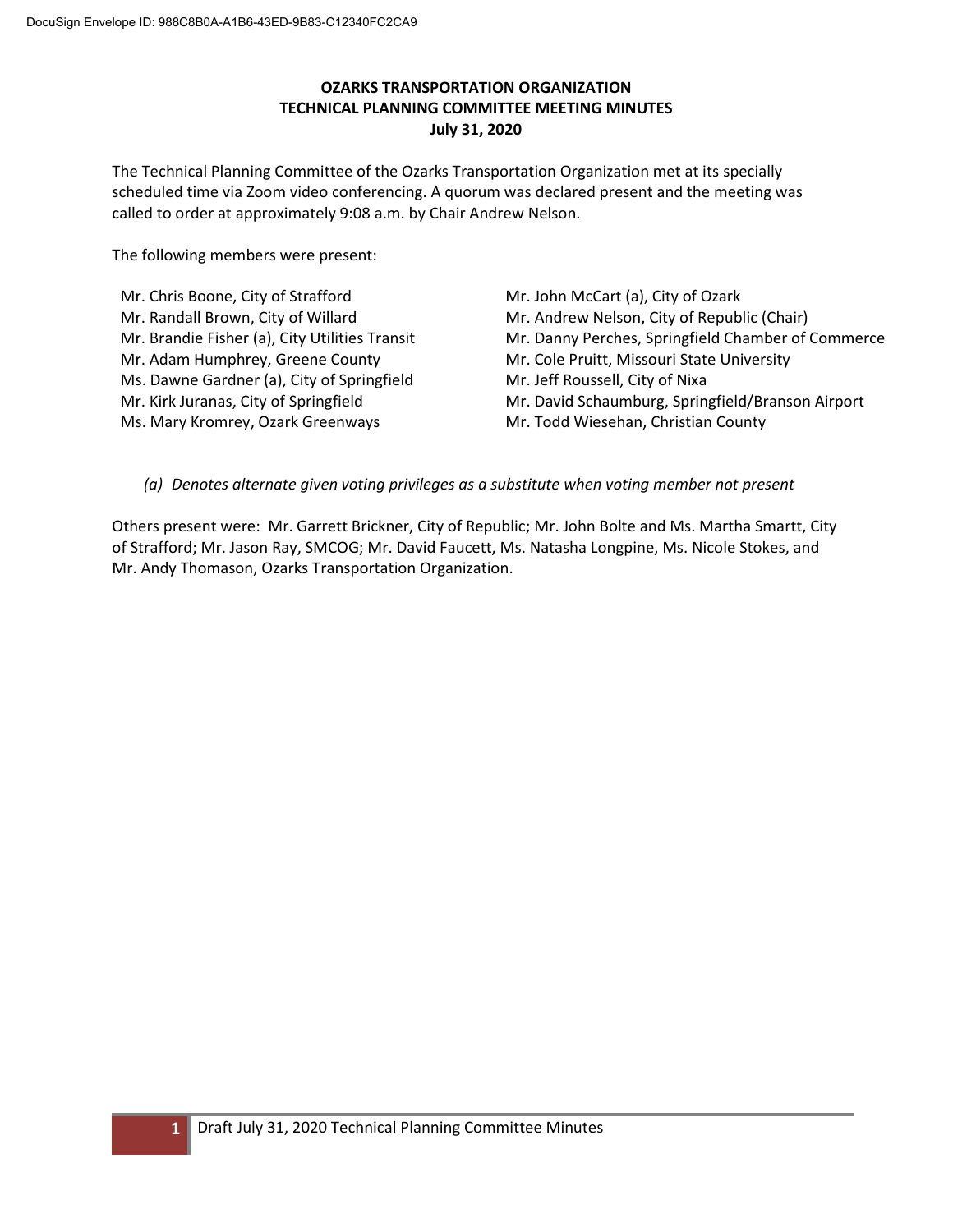# OZARKS TRANSPORTATION ORGANIZATION
## TECHNICAL PLANNING COMMITTEE MEETING MINUTES
### July 31, 2020

The Technical Planning Committee of the Ozarks Transportation Organization met at its specially scheduled time via Zoom video conferencing. A quorum was declared present and the meeting was called to order at approximately 9:08 a.m. by Chair Andrew Nelson.

The following members were present:

- Mr. Chris Boone, City of Strafford
- Mr. Randall Brown, City of Willard
- Mr. Brandie Fisher (a), City Utilities Transit
- Mr. Adam Humphrey, Greene County
- Ms. Dawne Gardner (a), City of Springfield
- Mr. Kirk Juranas, City of Springfield
- Ms. Mary Kromrey, Ozark Greenways
- Mr. John McCart (a), City of Ozark
- Mr. Andrew Nelson, City of Republic (Chair)
- Mr. Danny Perches, Springfield Chamber of Commerce
- Mr. Cole Pruitt, Missouri State University
- Mr. Jeff Roussell, City of Nixa
- Mr. David Schaumburg, Springfield/Branson Airport
- Mr. Todd Wiesehan, Christian County

*(a) Denotes alternate given voting privileges as a substitute when voting member not present*

Others present were: Mr. Garrett Brickner, City of Republic; Mr. John Bolte and Ms. Martha Smartt, City of Strafford; Mr. Jason Ray, SMCOG; Mr. David Faucett, Ms. Natasha Longpine, Ms. Nicole Stokes, and Mr. Andy Thomason, Ozarks Transportation Organization.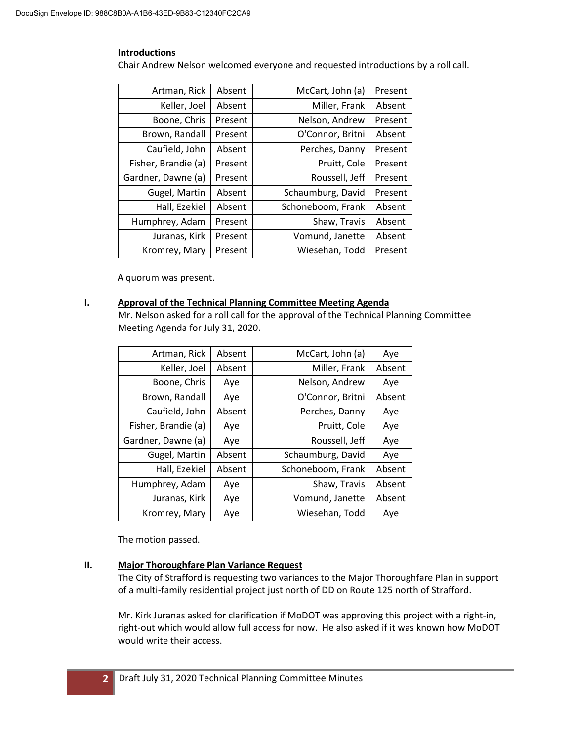**Introductions**

Chair Andrew Nelson welcomed everyone and requested introductions by a roll call.

| | | | |
|---|---|---|---|
| Artman, Rick | Absent | McCart, John (a) | Present |
| Keller, Joel | Absent | Miller, Frank | Absent |
| Boone, Chris | Present | Nelson, Andrew | Present |
| Brown, Randall | Present | O'Connor, Britni | Absent |
| Caufield, John | Absent | Perches, Danny | Present |
| Fisher, Brandie (a) | Present | Pruitt, Cole | Present |
| Gardner, Dawne (a) | Present | Roussell, Jeff | Present |
| Gugel, Martin | Absent | Schaumburg, David | Present |
| Hall, Ezekiel | Absent | Schoneboom, Frank | Absent |
| Humphrey, Adam | Present | Shaw, Travis | Absent |
| Juranas, Kirk | Present | Vomund, Janette | Absent |
| Kromrey, Mary | Present | Wiesehan, Todd | Present |

A quorum was present.

## I. Approval of the Technical Planning Committee Meeting Agenda

Mr. Nelson asked for a roll call for the approval of the Technical Planning Committee Meeting Agenda for July 31, 2020.

| | | | |
|---|---|---|---|
| Artman, Rick | Absent | McCart, John (a) | Aye |
| Keller, Joel | Absent | Miller, Frank | Absent |
| Boone, Chris | Aye | Nelson, Andrew | Aye |
| Brown, Randall | Aye | O'Connor, Britni | Absent |
| Caufield, John | Absent | Perches, Danny | Aye |
| Fisher, Brandie (a) | Aye | Pruitt, Cole | Aye |
| Gardner, Dawne (a) | Aye | Roussell, Jeff | Aye |
| Gugel, Martin | Absent | Schaumburg, David | Aye |
| Hall, Ezekiel | Absent | Schoneboom, Frank | Absent |
| Humphrey, Adam | Aye | Shaw, Travis | Absent |
| Juranas, Kirk | Aye | Vomund, Janette | Absent |
| Kromrey, Mary | Aye | Wiesehan, Todd | Aye |

The motion passed.

## II. Major Thoroughfare Plan Variance Request

The City of Strafford is requesting two variances to the Major Thoroughfare Plan in support of a multi-family residential project just north of DD on Route 125 north of Strafford.

Mr. Kirk Juranas asked for clarification if MoDOT was approving this project with a right-in, right-out which would allow full access for now. He also asked if it was known how MoDOT would write their access.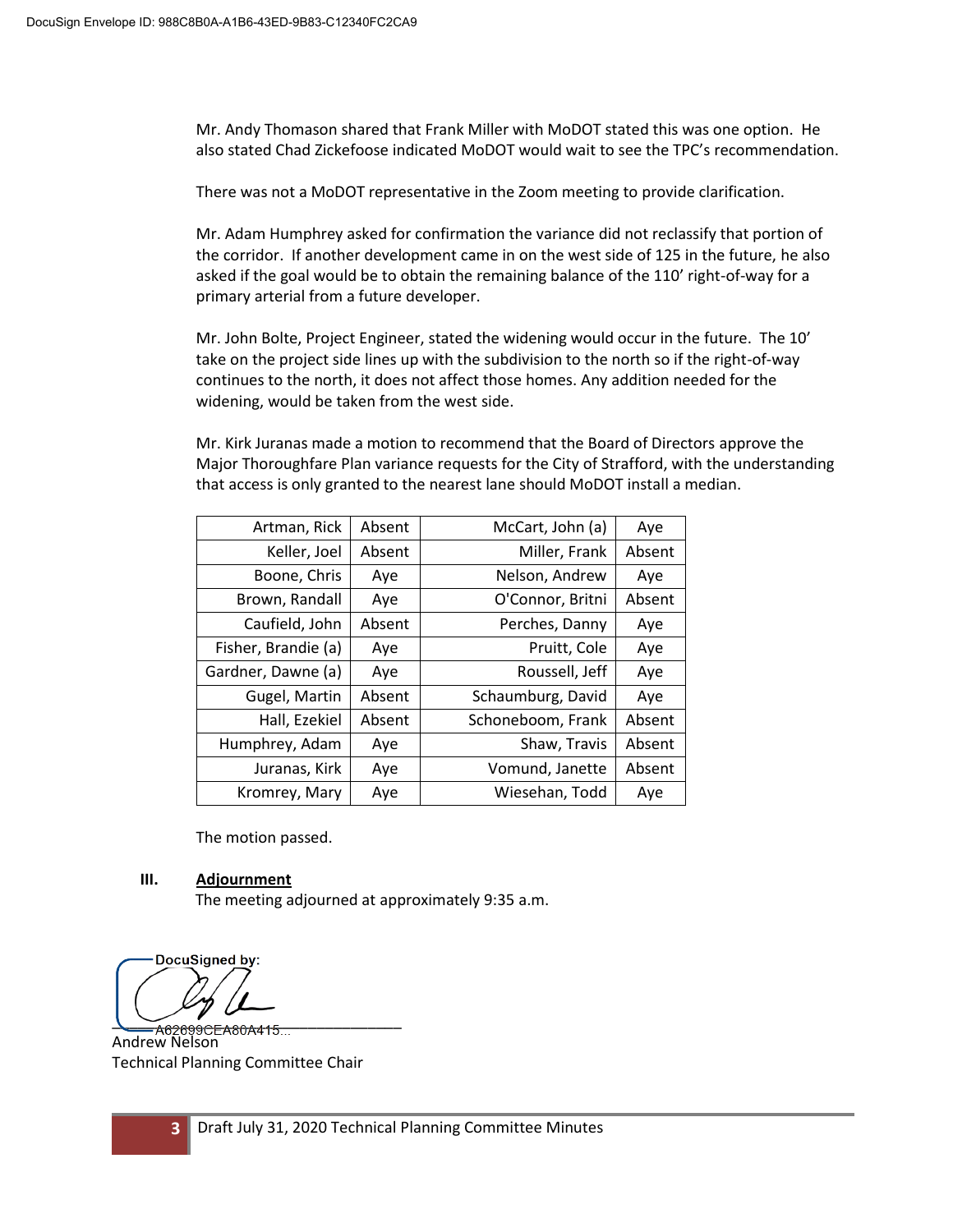Mr. Andy Thomason shared that Frank Miller with MoDOT stated this was one option. He also stated Chad Zickefoose indicated MoDOT would wait to see the TPC's recommendation.

There was not a MoDOT representative in the Zoom meeting to provide clarification.

Mr. Adam Humphrey asked for confirmation the variance did not reclassify that portion of the corridor. If another development came in on the west side of 125 in the future, he also asked if the goal would be to obtain the remaining balance of the 110' right-of-way for a primary arterial from a future developer.

Mr. John Bolte, Project Engineer, stated the widening would occur in the future. The 10' take on the project side lines up with the subdivision to the north so if the right-of-way continues to the north, it does not affect those homes. Any addition needed for the widening, would be taken from the west side.

Mr. Kirk Juranas made a motion to recommend that the Board of Directors approve the Major Thoroughfare Plan variance requests for the City of Strafford, with the understanding that access is only granted to the nearest lane should MoDOT install a median.

| | | | |
|---|---|---|---|
| Artman, Rick | Absent | McCart, John (a) | Aye |
| Keller, Joel | Absent | Miller, Frank | Absent |
| Boone, Chris | Aye | Nelson, Andrew | Aye |
| Brown, Randall | Aye | O'Connor, Britni | Absent |
| Caufield, John | Absent | Perches, Danny | Aye |
| Fisher, Brandie (a) | Aye | Pruitt, Cole | Aye |
| Gardner, Dawne (a) | Aye | Roussell, Jeff | Aye |
| Gugel, Martin | Absent | Schaumburg, David | Aye |
| Hall, Ezekiel | Absent | Schoneboom, Frank | Absent |
| Humphrey, Adam | Aye | Shaw, Travis | Absent |
| Juranas, Kirk | Aye | Vomund, Janette | Absent |
| Kromrey, Mary | Aye | Wiesehan, Todd | Aye |

The motion passed.

## III. Adjournment

The meeting adjourned at approximately 9:35 a.m.

DocuSigned by:

A62699CEA80A415...

Andrew Nelson
Technical Planning Committee Chair